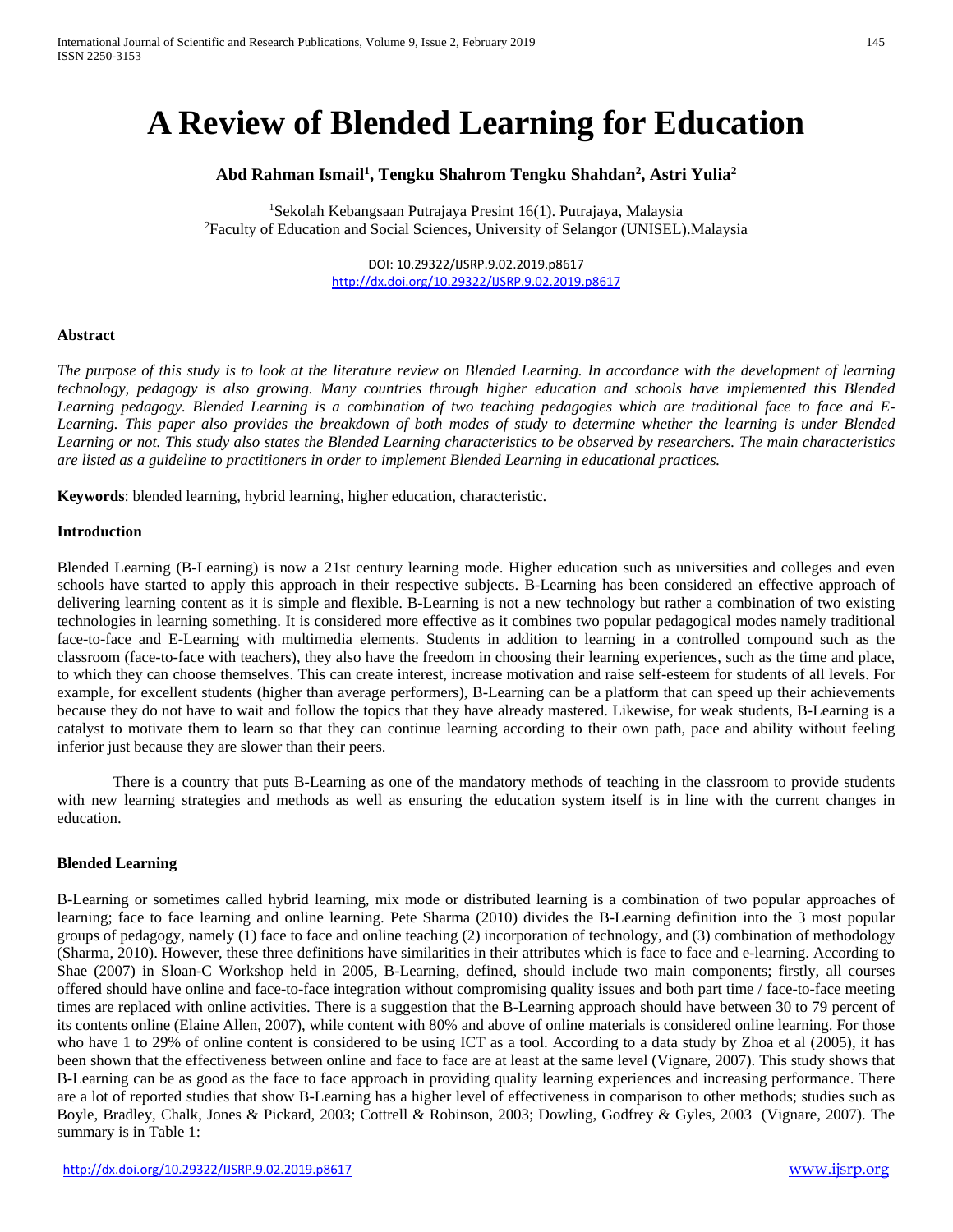# A Review of Blended Learning for Education

**Abd Rahman Ismail[1], Tengku Shahrom Tengku Shahdan[2], Astri Yulia[2]**

[1]Sekolah Kebangsaan Putrajaya Presint 16(1). Putrajaya, Malaysia
[2]Faculty of Education and Social Sciences, University of Selangor (UNISEL).Malaysia

DOI: 10.29322/IJSRP.9.02.2019.p8617
http://dx.doi.org/10.29322/IJSRP.9.02.2019.p8617

**Abstract**

*The purpose of this study is to look at the literature review on Blended Learning. In accordance with the development of learning technology, pedagogy is also growing. Many countries through higher education and schools have implemented this Blended Learning pedagogy. Blended Learning is a combination of two teaching pedagogies which are traditional face to face and E-Learning. This paper also provides the breakdown of both modes of study to determine whether the learning is under Blended Learning or not. This study also states the Blended Learning characteristics to be observed by researchers. The main characteristics are listed as a guideline to practitioners in order to implement Blended Learning in educational practices.*

**Keywords**: blended learning, hybrid learning, higher education, characteristic.

## Introduction

Blended Learning (B-Learning) is now a 21st century learning mode. Higher education such as universities and colleges and even schools have started to apply this approach in their respective subjects. B-Learning has been considered an effective approach of delivering learning content as it is simple and flexible. B-Learning is not a new technology but rather a combination of two existing technologies in learning something. It is considered more effective as it combines two popular pedagogical modes namely traditional face-to-face and E-Learning with multimedia elements. Students in addition to learning in a controlled compound such as the classroom (face-to-face with teachers), they also have the freedom in choosing their learning experiences, such as the time and place, to which they can choose themselves. This can create interest, increase motivation and raise self-esteem for students of all levels. For example, for excellent students (higher than average performers), B-Learning can be a platform that can speed up their achievements because they do not have to wait and follow the topics that they have already mastered. Likewise, for weak students, B-Learning is a catalyst to motivate them to learn so that they can continue learning according to their own path, pace and ability without feeling inferior just because they are slower than their peers.

There is a country that puts B-Learning as one of the mandatory methods of teaching in the classroom to provide students with new learning strategies and methods as well as ensuring the education system itself is in line with the current changes in education.

## Blended Learning

B-Learning or sometimes called hybrid learning, mix mode or distributed learning is a combination of two popular approaches of learning; face to face learning and online learning. Pete Sharma (2010) divides the B-Learning definition into the 3 most popular groups of pedagogy, namely (1) face to face and online teaching (2) incorporation of technology, and (3) combination of methodology (Sharma, 2010). However, these three definitions have similarities in their attributes which is face to face and e-learning. According to Shae (2007) in Sloan-C Workshop held in 2005, B-Learning, defined, should include two main components; firstly, all courses offered should have online and face-to-face integration without compromising quality issues and both part time / face-to-face meeting times are replaced with online activities. There is a suggestion that the B-Learning approach should have between 30 to 79 percent of its contents online (Elaine Allen, 2007), while content with 80% and above of online materials is considered online learning. For those who have 1 to 29% of online content is considered to be using ICT as a tool. According to a data study by Zhoa et al (2005), it has been shown that the effectiveness between online and face to face are at least at the same level (Vignare, 2007). This study shows that B-Learning can be as good as the face to face approach in providing quality learning experiences and increasing performance. There are a lot of reported studies that show B-Learning has a higher level of effectiveness in comparison to other methods; studies such as Boyle, Bradley, Chalk, Jones & Pickard, 2003; Cottrell & Robinson, 2003; Dowling, Godfrey & Gyles, 2003 (Vignare, 2007). The summary is in Table 1: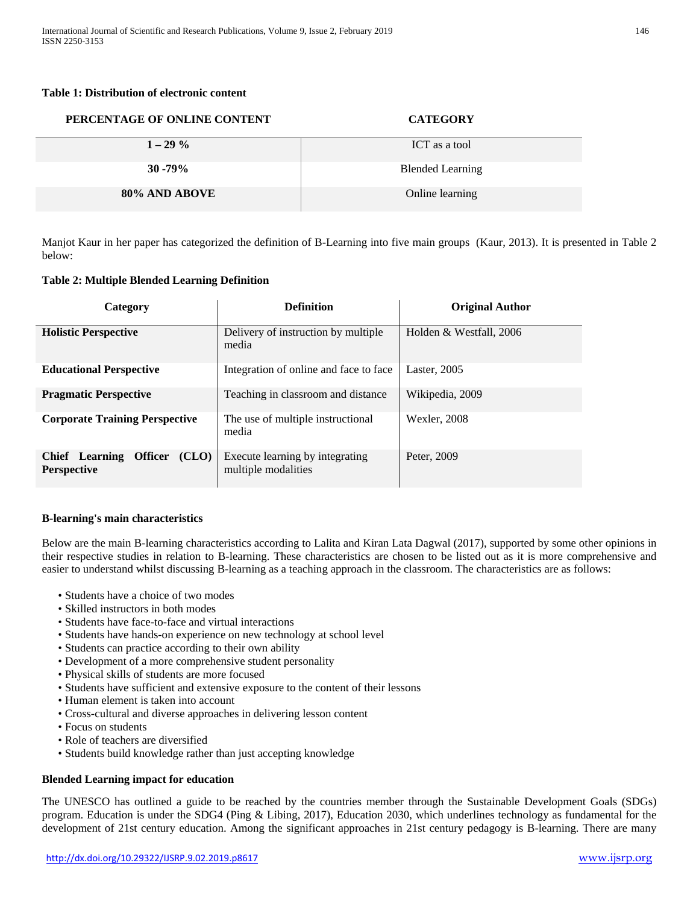**Table 1: Distribution of electronic content**

| PERCENTAGE OF ONLINE CONTENT | CATEGORY |
|---|---|
| **1 – 29 %** | ICT as a tool |
| **30 -79%** | Blended Learning |
| **80% AND ABOVE** | Online learning |

Manjot Kaur in her paper has categorized the definition of B-Learning into five main groups (Kaur, 2013). It is presented in Table 2 below:

**Table 2: Multiple Blended Learning Definition**

| Category | Definition | Original Author |
|---|---|---|
| **Holistic Perspective** | Delivery of instruction by multiple media | Holden & Westfall, 2006 |
| **Educational Perspective** | Integration of online and face to face | Laster, 2005 |
| **Pragmatic Perspective** | Teaching in classroom and distance | Wikipedia, 2009 |
| **Corporate Training Perspective** | The use of multiple instructional media | Wexler, 2008 |
| **Chief Learning Officer (CLO) Perspective** | Execute learning by integrating multiple modalities | Peter, 2009 |

**B-learning's main characteristics**

Below are the main B-learning characteristics according to Lalita and Kiran Lata Dagwal (2017), supported by some other opinions in their respective studies in relation to B-learning. These characteristics are chosen to be listed out as it is more comprehensive and easier to understand whilst discussing B-learning as a teaching approach in the classroom. The characteristics are as follows:

- Students have a choice of two modes
- Skilled instructors in both modes
- Students have face-to-face and virtual interactions
- Students have hands-on experience on new technology at school level
- Students can practice according to their own ability
- Development of a more comprehensive student personality
- Physical skills of students are more focused
- Students have sufficient and extensive exposure to the content of their lessons
- Human element is taken into account
- Cross-cultural and diverse approaches in delivering lesson content
- Focus on students
- Role of teachers are diversified
- Students build knowledge rather than just accepting knowledge

**Blended Learning impact for education**

The UNESCO has outlined a guide to be reached by the countries member through the Sustainable Development Goals (SDGs) program. Education is under the SDG4 (Ping & Libing, 2017), Education 2030, which underlines technology as fundamental for the development of 21st century education. Among the significant approaches in 21st century pedagogy is B-learning. There are many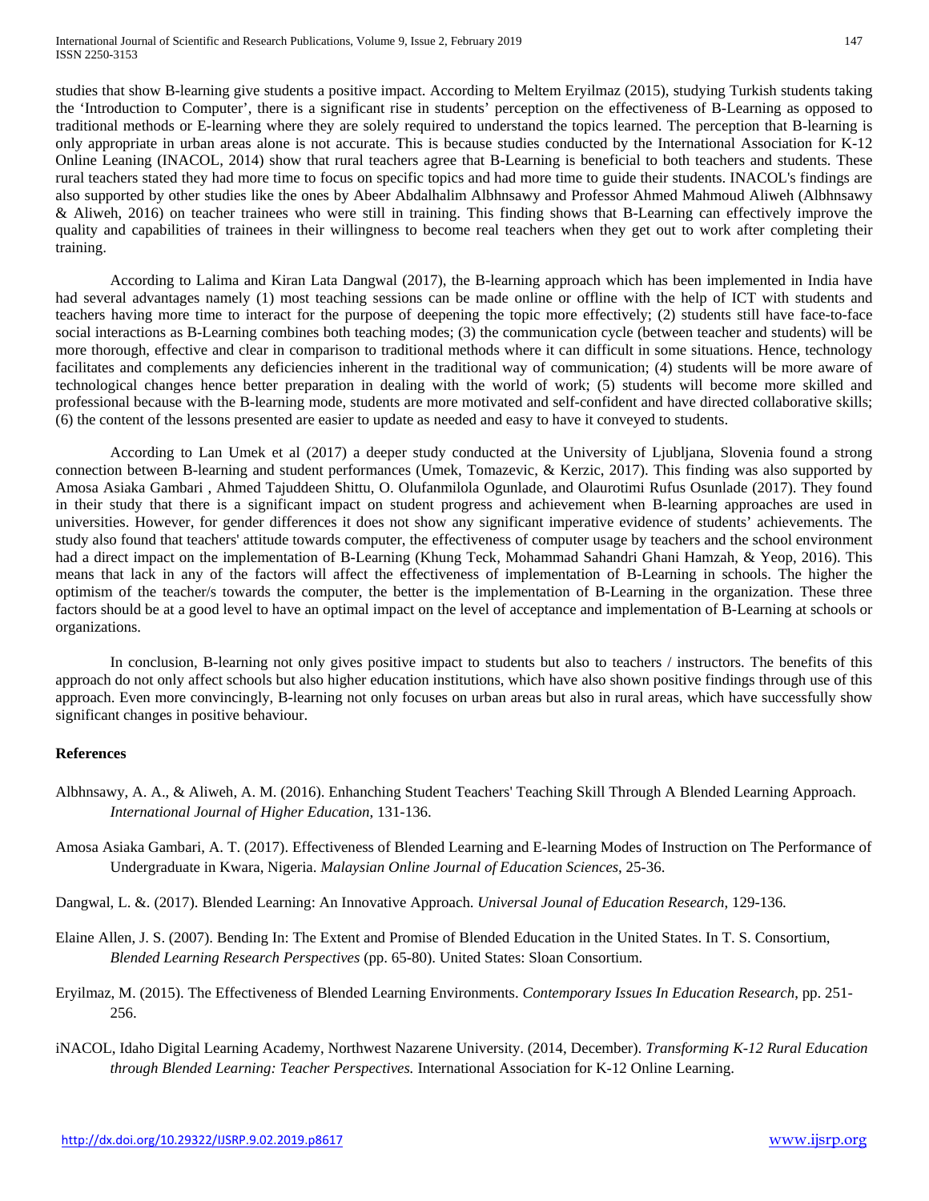studies that show B-learning give students a positive impact. According to Meltem Eryilmaz (2015), studying Turkish students taking the 'Introduction to Computer', there is a significant rise in students' perception on the effectiveness of B-Learning as opposed to traditional methods or E-learning where they are solely required to understand the topics learned. The perception that B-learning is only appropriate in urban areas alone is not accurate. This is because studies conducted by the International Association for K-12 Online Leaning (INACOL, 2014) show that rural teachers agree that B-Learning is beneficial to both teachers and students. These rural teachers stated they had more time to focus on specific topics and had more time to guide their students. INACOL's findings are also supported by other studies like the ones by Abeer Abdalhalim Albhnsawy and Professor Ahmed Mahmoud Aliweh (Albhnsawy & Aliweh, 2016) on teacher trainees who were still in training. This finding shows that B-Learning can effectively improve the quality and capabilities of trainees in their willingness to become real teachers when they get out to work after completing their training.

According to Lalima and Kiran Lata Dangwal (2017), the B-learning approach which has been implemented in India have had several advantages namely (1) most teaching sessions can be made online or offline with the help of ICT with students and teachers having more time to interact for the purpose of deepening the topic more effectively; (2) students still have face-to-face social interactions as B-Learning combines both teaching modes; (3) the communication cycle (between teacher and students) will be more thorough, effective and clear in comparison to traditional methods where it can difficult in some situations. Hence, technology facilitates and complements any deficiencies inherent in the traditional way of communication; (4) students will be more aware of technological changes hence better preparation in dealing with the world of work; (5) students will become more skilled and professional because with the B-learning mode, students are more motivated and self-confident and have directed collaborative skills; (6) the content of the lessons presented are easier to update as needed and easy to have it conveyed to students.

According to Lan Umek et al (2017) a deeper study conducted at the University of Ljubljana, Slovenia found a strong connection between B-learning and student performances (Umek, Tomazevic, & Kerzic, 2017). This finding was also supported by Amosa Asiaka Gambari , Ahmed Tajuddeen Shittu, O. Olufanmilola Ogunlade, and Olaurotimi Rufus Osunlade (2017). They found in their study that there is a significant impact on student progress and achievement when B-learning approaches are used in universities. However, for gender differences it does not show any significant imperative evidence of students' achievements. The study also found that teachers' attitude towards computer, the effectiveness of computer usage by teachers and the school environment had a direct impact on the implementation of B-Learning (Khung Teck, Mohammad Sahandri Ghani Hamzah, & Yeop, 2016). This means that lack in any of the factors will affect the effectiveness of implementation of B-Learning in schools. The higher the optimism of the teacher/s towards the computer, the better is the implementation of B-Learning in the organization. These three factors should be at a good level to have an optimal impact on the level of acceptance and implementation of B-Learning at schools or organizations.

In conclusion, B-learning not only gives positive impact to students but also to teachers / instructors. The benefits of this approach do not only affect schools but also higher education institutions, which have also shown positive findings through use of this approach. Even more convincingly, B-learning not only focuses on urban areas but also in rural areas, which have successfully show significant changes in positive behaviour.

**References**

Albhnsawy, A. A., & Aliweh, A. M. (2016). Enhanching Student Teachers' Teaching Skill Through A Blended Learning Approach. *International Journal of Higher Education*, 131-136.

Amosa Asiaka Gambari, A. T. (2017). Effectiveness of Blended Learning and E-learning Modes of Instruction on The Performance of Undergraduate in Kwara, Nigeria. *Malaysian Online Journal of Education Sciences*, 25-36.

Dangwal, L. &. (2017). Blended Learning: An Innovative Approach. *Universal Jounal of Education Research*, 129-136.

Elaine Allen, J. S. (2007). Bending In: The Extent and Promise of Blended Education in the United States. In T. S. Consortium, *Blended Learning Research Perspectives* (pp. 65-80). United States: Sloan Consortium.

Eryilmaz, M. (2015). The Effectiveness of Blended Learning Environments. *Contemporary Issues In Education Research*, pp. 251-256.

iNACOL, Idaho Digital Learning Academy, Northwest Nazarene University. (2014, December). *Transforming K-12 Rural Education through Blended Learning: Teacher Perspectives.* International Association for K-12 Online Learning.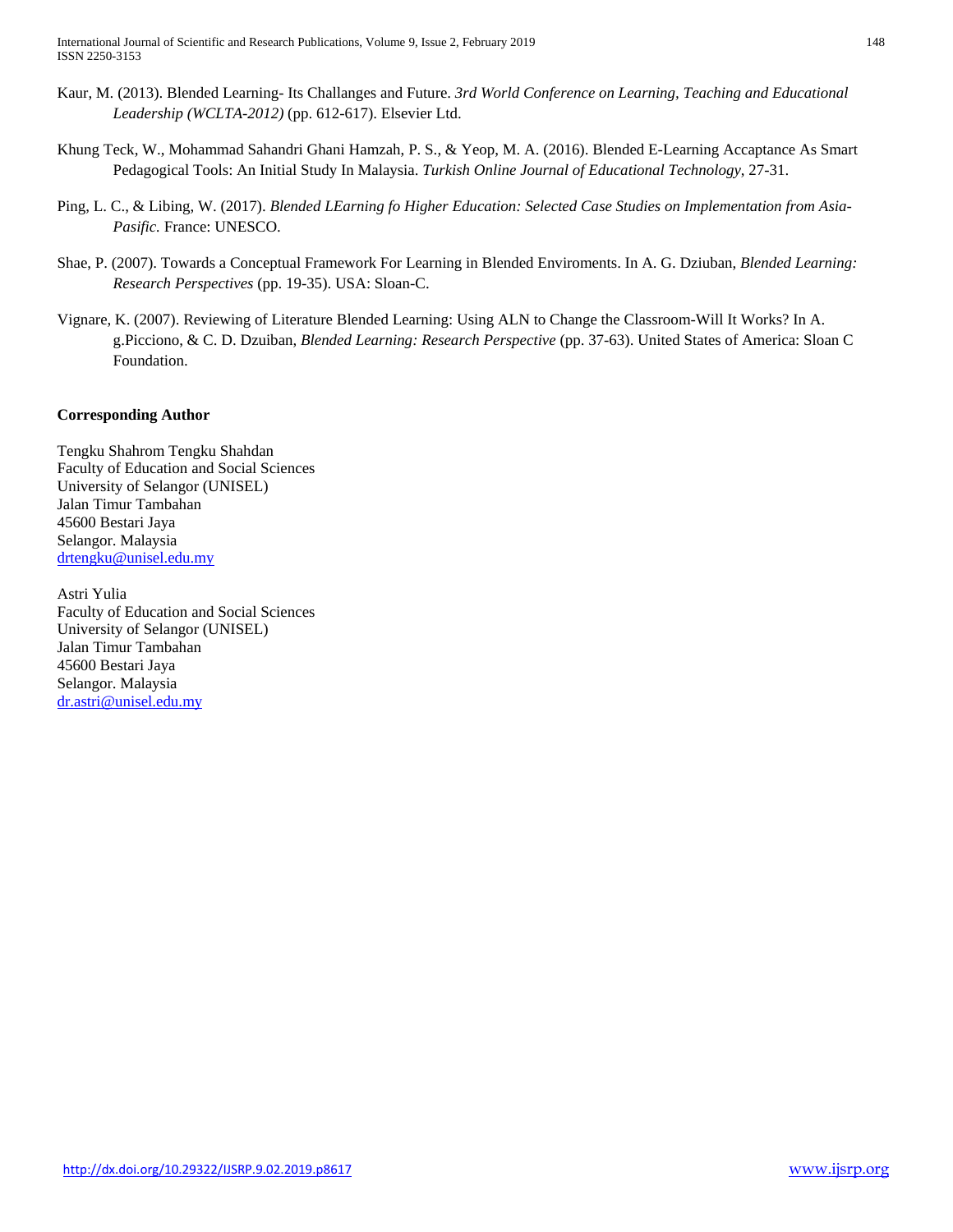Kaur, M. (2013). Blended Learning- Its Challanges and Future. *3rd World Conference on Learning, Teaching and Educational Leadership (WCLTA-2012)* (pp. 612-617). Elsevier Ltd.

Khung Teck, W., Mohammad Sahandri Ghani Hamzah, P. S., & Yeop, M. A. (2016). Blended E-Learning Accaptance As Smart Pedagogical Tools: An Initial Study In Malaysia. *Turkish Online Journal of Educational Technology*, 27-31.

Ping, L. C., & Libing, W. (2017). *Blended LEarning fo Higher Education: Selected Case Studies on Implementation from Asia-Pasific.* France: UNESCO.

Shae, P. (2007). Towards a Conceptual Framework For Learning in Blended Enviroments. In A. G. Dziuban, *Blended Learning: Research Perspectives* (pp. 19-35). USA: Sloan-C.

Vignare, K. (2007). Reviewing of Literature Blended Learning: Using ALN to Change the Classroom-Will It Works? In A. g.Picciono, & C. D. Dzuiban, *Blended Learning: Research Perspective* (pp. 37-63). United States of America: Sloan C Foundation.

**Corresponding Author**

Tengku Shahrom Tengku Shahdan
Faculty of Education and Social Sciences
University of Selangor (UNISEL)
Jalan Timur Tambahan
45600 Bestari Jaya
Selangor. Malaysia
drtengku@unisel.edu.my

Astri Yulia
Faculty of Education and Social Sciences
University of Selangor (UNISEL)
Jalan Timur Tambahan
45600 Bestari Jaya
Selangor. Malaysia
dr.astri@unisel.edu.my